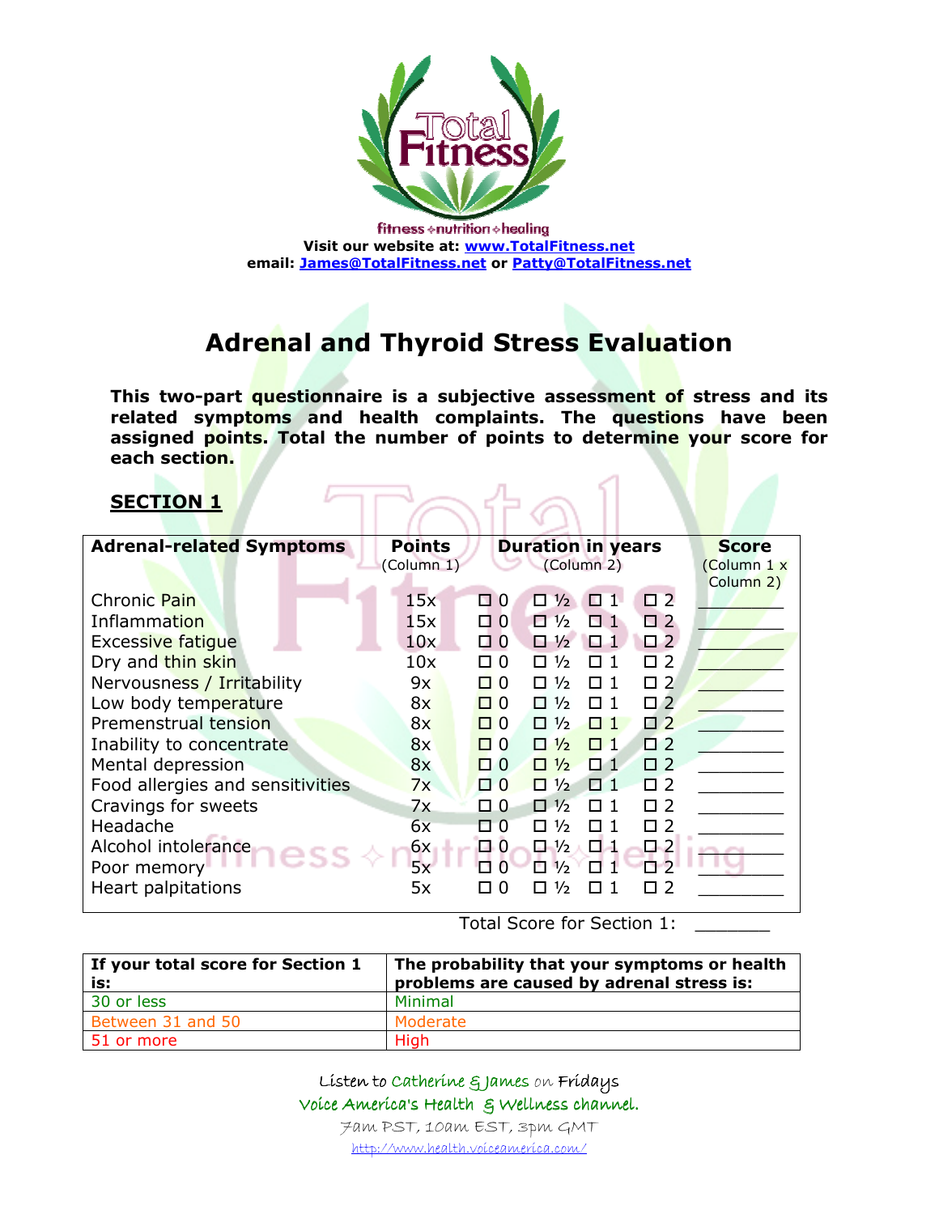fitness ✧ nutrition ✧ healing

**Visit our website at: [www.TotalFitness.net](http://www.TotalFitness.net)**
**email: [James@TotalFitness.net](mailto:James@TotalFitness.net) or [Patty@TotalFitness.net](mailto:Patty@TotalFitness.net)**

# Adrenal and Thyroid Stress Evaluation

**This two-part questionnaire is a subjective assessment of stress and its related symptoms and health complaints. The questions have been assigned points. Total the number of points to determine your score for each section.**

## SECTION 1

| Adrenal-related Symptoms | Points (Column 1) | Duration in years (Column 2) | Score (Column 1 x Column 2) |
|---|---|---|---|
| Chronic Pain | 15x | ☐ 0 ☐ ½ ☐ 1 ☐ 2 | ________ |
| Inflammation | 15x | ☐ 0 ☐ ½ ☐ 1 ☐ 2 | ________ |
| Excessive fatigue | 10x | ☐ 0 ☐ ½ ☐ 1 ☐ 2 | ________ |
| Dry and thin skin | 10x | ☐ 0 ☐ ½ ☐ 1 ☐ 2 | ________ |
| Nervousness / Irritability | 9x | ☐ 0 ☐ ½ ☐ 1 ☐ 2 | ________ |
| Low body temperature | 8x | ☐ 0 ☐ ½ ☐ 1 ☐ 2 | ________ |
| Premenstrual tension | 8x | ☐ 0 ☐ ½ ☐ 1 ☐ 2 | ________ |
| Inability to concentrate | 8x | ☐ 0 ☐ ½ ☐ 1 ☐ 2 | ________ |
| Mental depression | 8x | ☐ 0 ☐ ½ ☐ 1 ☐ 2 | ________ |
| Food allergies and sensitivities | 7x | ☐ 0 ☐ ½ ☐ 1 ☐ 2 | ________ |
| Cravings for sweets | 7x | ☐ 0 ☐ ½ ☐ 1 ☐ 2 | ________ |
| Headache | 6x | ☐ 0 ☐ ½ ☐ 1 ☐ 2 | ________ |
| Alcohol intolerance | 6x | ☐ 0 ☐ ½ ☐ 1 ☐ 2 | ________ |
| Poor memory | 5x | ☐ 0 ☐ ½ ☐ 1 ☐ 2 | ________ |
| Heart palpitations | 5x | ☐ 0 ☐ ½ ☐ 1 ☐ 2 | ________ |

Total Score for Section 1: _______

| If your total score for Section 1 is: | The probability that your symptoms or health problems are caused by adrenal stress is: |
|---|---|
| 30 or less | Minimal |
| Between 31 and 50 | Moderate |
| 51 or more | High |

Listen to Catherine & James on Fridays
Voice America's Health & Wellness channel.
7am PST, 10am EST, 3pm GMT
[http://www.health.voiceamerica.com/](http://www.health.voiceamerica.com/)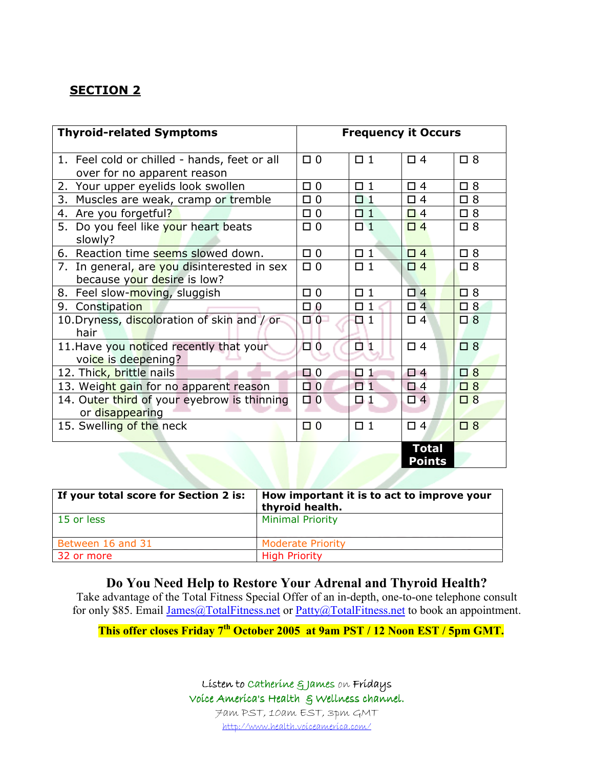**SECTION 2**

| Thyroid-related Symptoms | Frequency it Occurs | | | |
|---|---|---|---|---|
| 1. Feel cold or chilled - hands, feet or all over for no apparent reason | ☐ 0 | ☐ 1 | ☐ 4 | ☐ 8 |
| 2. Your upper eyelids look swollen | ☐ 0 | ☐ 1 | ☐ 4 | ☐ 8 |
| 3. Muscles are weak, cramp or tremble | ☐ 0 | ☐ 1 | ☐ 4 | ☐ 8 |
| 4. Are you forgetful? | ☐ 0 | ☐ 1 | ☐ 4 | ☐ 8 |
| 5. Do you feel like your heart beats slowly? | ☐ 0 | ☐ 1 | ☐ 4 | ☐ 8 |
| 6. Reaction time seems slowed down. | ☐ 0 | ☐ 1 | ☐ 4 | ☐ 8 |
| 7. In general, are you disinterested in sex because your desire is low? | ☐ 0 | ☐ 1 | ☐ 4 | ☐ 8 |
| 8. Feel slow-moving, sluggish | ☐ 0 | ☐ 1 | ☐ 4 | ☐ 8 |
| 9. Constipation | ☐ 0 | ☐ 1 | ☐ 4 | ☐ 8 |
| 10. Dryness, discoloration of skin and / or hair | ☐ 0 | ☐ 1 | ☐ 4 | ☐ 8 |
| 11. Have you noticed recently that your voice is deepening? | ☐ 0 | ☐ 1 | ☐ 4 | ☐ 8 |
| 12. Thick, brittle nails | ☐ 0 | ☐ 1 | ☐ 4 | ☐ 8 |
| 13. Weight gain for no apparent reason | ☐ 0 | ☐ 1 | ☐ 4 | ☐ 8 |
| 14. Outer third of your eyebrow is thinning or disappearing | ☐ 0 | ☐ 1 | ☐ 4 | ☐ 8 |
| 15. Swelling of the neck | ☐ 0 | ☐ 1 | ☐ 4 | ☐ 8 |
| | | | **Total Points** | |

| If your total score for Section 2 is: | How important it is to act to improve your thyroid health. |
|---|---|
| 15 or less | Minimal Priority |
| Between 16 and 31 | Moderate Priority |
| 32 or more | High Priority |

## Do You Need Help to Restore Your Adrenal and Thyroid Health?

Take advantage of the Total Fitness Special Offer of an in-depth, one-to-one telephone consult for only $85. Email James@TotalFitness.net or Patty@TotalFitness.net to book an appointment.

**This offer closes Friday 7th October 2005 at 9am PST / 12 Noon EST / 5pm GMT.**

Listen to Catherine & James on Fridays
Voice America's Health & Wellness channel.
7am PST, 10am EST, 3pm GMT
http://www.health.voiceamerica.com/